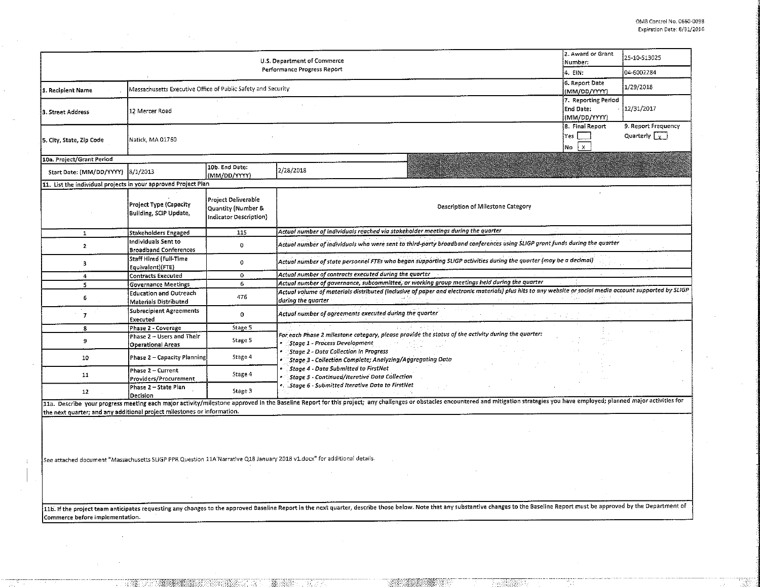OMB Control No. 0660-0038
Expiration Date: 8/31/2016

| U.S. Department of Commerce<br>Performance Progress Report | | 2. Award or Grant Number: | 25-10-513025 |
|---|---|---|---|
| | | 4. EIN: | 04-6002284 |
| 1. Recipient Name | Massachusetts Executive Office of Public Safety and Security | 6. Report Date (MM/DD/YYYY) | 1/29/2018 |
| 3. Street Address | 12 Mercer Road | 7. Reporting Period End Date: (MM/DD/YYYY) | 12/31/2017 |
| 5. City, State, Zip Code | Natick, MA 01760 | 8. Final Report<br>Yes [ ]<br>No [x] | 9. Report Frequency<br>Quarterly [x] |

**10a. Project/Grant Period**

| Start Date: (MM/DD/YYYY) | 8/1/2013 | 10b. End Date: (MM/DD/YYYY) | 2/28/2018 |
|---|---|---|---|

**11. List the individual projects in your approved Project Plan**

| | Project Type (Capacity Building, SCIP Update, | Project Deliverable Quantity (Number & Indicator Description) | Description of Milestone Category |
|---|---|---|---|
| 1 | Stakeholders Engaged | 115 | *Actual number of individuals reached via stakeholder meetings during the quarter* |
| 2 | Individuals Sent to Broadband Conferences | 0 | *Actual number of individuals who were sent to third-party broadband conferences using SLIGP grant funds during the quarter* |
| 3 | Staff Hired (Full-Time Equivalent)(FTE) | 0 | *Actual number of state personnel FTEs who began supporting SLIGP activities during the quarter (may be a decimal)* |
| 4 | Contracts Executed | 0 | *Actual number of contracts executed during the quarter* |
| 5 | Governance Meetings | 6 | *Actual number of governance, subcommittee, or working group meetings held during the quarter* |
| 6 | Education and Outreach Materials Distributed | 476 | *Actual volume of materials distributed (inclusive of paper and electronic materials) plus hits to any website or social media account supported by SLIGP during the quarter* |
| 7 | Subrecipient Agreements Executed | 0 | *Actual number of agreements executed during the quarter* |
| 8 | Phase 2 - Coverage | Stage 5 | *For each Phase 2 milestone category, please provide the status of the activity during the quarter:*<br>• *Stage 1 - Process Development*<br>• *Stage 2 - Data Collection in Progress*<br>• *Stage 3 - Collection Complete; Analyzing/Aggregating Data*<br>• *Stage 4 - Data Submitted to FirstNet*<br>• *Stage 5 - Continued/Iterative Data Collection*<br>• *Stage 6 - Submitted Iterative Data to FirstNet* |
| 9 | Phase 2 – Users and Their Operational Areas | Stage 5 | |
| 10 | Phase 2 – Capacity Planning | Stage 4 | |
| 11 | Phase 2 – Current Providers/Procurement | Stage 4 | |
| 12 | Phase 2 – State Plan Decision | Stage 3 | |

11a. Describe your progress meeting each major activity/milestone approved in the Baseline Report for this project; any challenges or obstacles encountered and mitigation strategies you have employed; planned major activities for the next quarter; and any additional project milestones or information.

See attached document "Massachusetts SLIGP PPR Question 11A Narrative Q18 January 2018 v1.docx" for additional details.

11b. If the project team anticipates requesting any changes to the approved Baseline Report in the next quarter, describe those below. Note that any substantive changes to the Baseline Report must be approved by the Department of Commerce before implementation.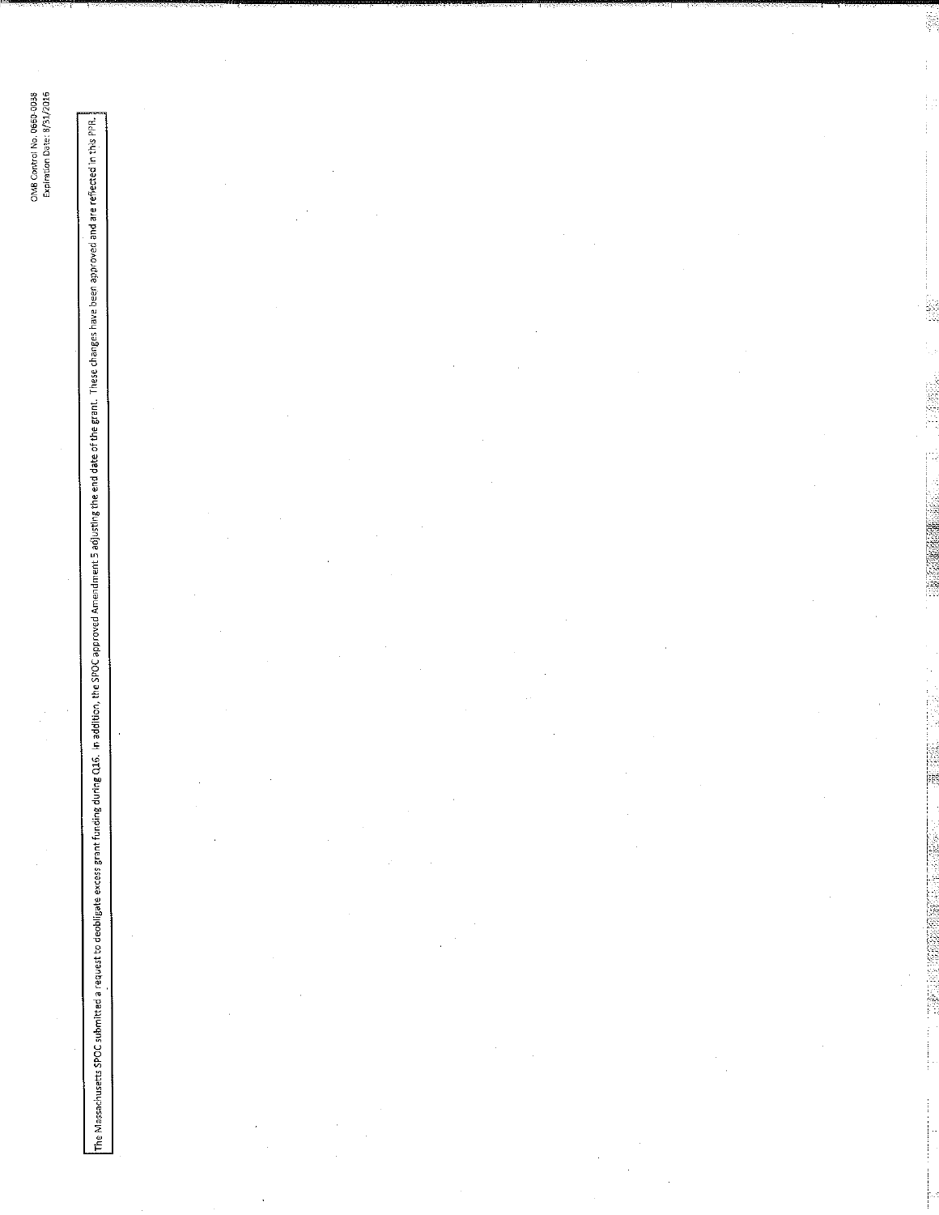The Massachusetts SPOC submitted a request to deobligate excess grant funding during Q16. In addition, the SPOC approved Amendment 5 adjusting the end date of the grant. These changes have been approved and are reflected in this PPR.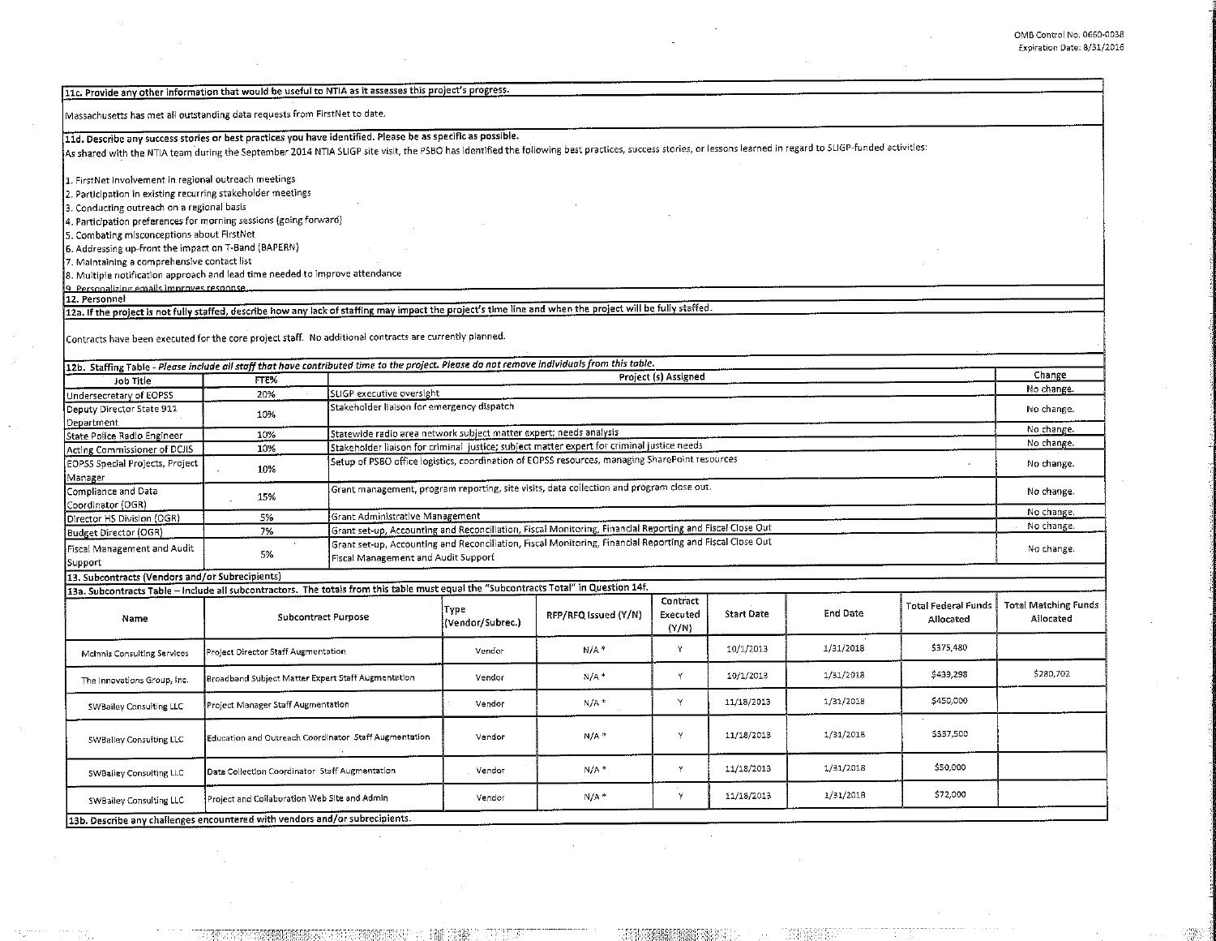**11c. Provide any other information that would be useful to NTIA as it assesses this project's progress.**

Massachusetts has met all outstanding data requests from FirstNet to date.

**11d. Describe any success stories or best practices you have identified. Please be as specific as possible.**

As shared with the NTIA team during the September 2014 NTIA SLIGP site visit, the PSBO has identified the following best practices, success stories, or lessons learned in regard to SLIGP-funded activities:

1. FirstNet involvement in regional outreach meetings
2. Participation in existing recurring stakeholder meetings
3. Conducting outreach on a regional basis
4. Participation preferences for morning sessions (going forward)
5. Combating misconceptions about FirstNet
6. Addressing up-front the impact on T-Band (BAPERN)
7. Maintaining a comprehensive contact list
8. Multiple notification approach and lead time needed to improve attendance
9. Personalizing emails improves response

**12. Personnel**

**12a. If the project is not fully staffed, describe how any lack of staffing may impact the project's time line and when the project will be fully staffed.**

Contracts have been executed for the core project staff. No additional contracts are currently planned.

**12b. Staffing Table** - *Please include all staff that have contributed time to the project. Please do not remove individuals from this table.*

| Job Title | FTE% | Project (s) Assigned | Change |
|---|---|---|---|
| Undersecretary of EOPSS | 20% | SLIGP executive oversight | No change. |
| Deputy Director State 911 Department | 10% | Stakeholder liaison for emergency dispatch | No change. |
| State Police Radio Engineer | 10% | Statewide radio area network subject matter expert; needs analysis | No change. |
| Acting Commissioner of DCJIS | 10% | Stakeholder liaison for criminal justice; subject matter expert for criminal justice needs | No change. |
| EOPSS Special Projects, Project Manager | 10% | Setup of PSBO office logistics, coordination of EOPSS resources, managing SharePoint resources | No change. |
| Compliance and Data Coordinator (OGR) | 15% | Grant management, program reporting, site visits, data collection and program close out. | No change. |
| Director HS Division (OGR) | 5% | Grant Administrative Management | No change. |
| Budget Director (OGR) | 7% | Grant set-up, Accounting and Reconciliation, Fiscal Monitoring, Financial Reporting and Fiscal Close Out | No change. |
| Fiscal Management and Audit Support | 5% | Grant set-up, Accounting and Reconciliation, Fiscal Monitoring, Financial Reporting and Fiscal Close Out Fiscal Management and Audit Support | No change. |

**13. Subcontracts (Vendors and/or Subrecipients)**

**13a. Subcontracts Table – Include all subcontractors. The totals from this table must equal the "Subcontracts Total" in Question 14f.**

| Name | Subcontract Purpose | Type (Vendor/Subrec.) | RFP/RFQ Issued (Y/N) | Contract Executed (Y/N) | Start Date | End Date | Total Federal Funds Allocated | Total Matching Funds Allocated |
|---|---|---|---|---|---|---|---|---|
| McInnis Consulting Services | Project Director Staff Augmentation | Vendor | N/A * | Y | 10/1/2013 | 1/31/2018 | $375,480 | |
| The Innovations Group, Inc. | Broadband Subject Matter Expert Staff Augmentation | Vendor | N/A * | Y | 10/1/2013 | 1/31/2018 | $439,298 | $280,702 |
| SWBailey Consulting LLC | Project Manager Staff Augmentation | Vendor | N/A * | Y | 11/18/2013 | 1/31/2018 | $450,000 | |
| SWBailey Consulting LLC | Education and Outreach Coordinator Staff Augmentation | Vendor | N/A * | Y | 11/18/2013 | 1/31/2018 | $337,500 | |
| SWBailey Consulting LLC | Data Collection Coordinator Staff Augmentation | Vendor | N/A * | Y | 11/18/2013 | 1/31/2018 | $50,000 | |
| SWBailey Consulting LLC | Project and Collaboration Web Site and Admin | Vendor | N/A * | Y | 11/18/2013 | 1/31/2018 | $72,000 | |

**13b. Describe any challenges encountered with vendors and/or subrecipients.**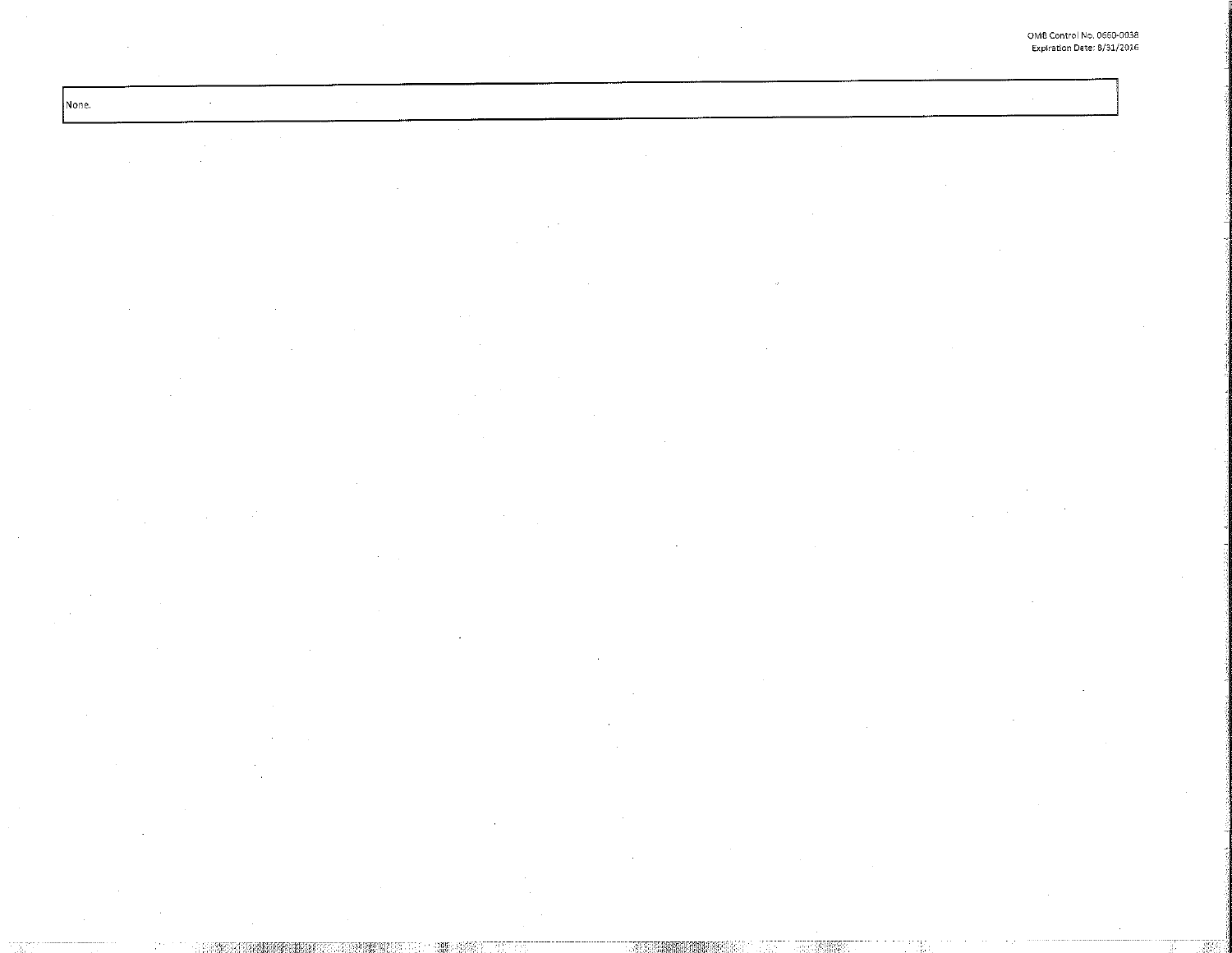| None. |
| --- |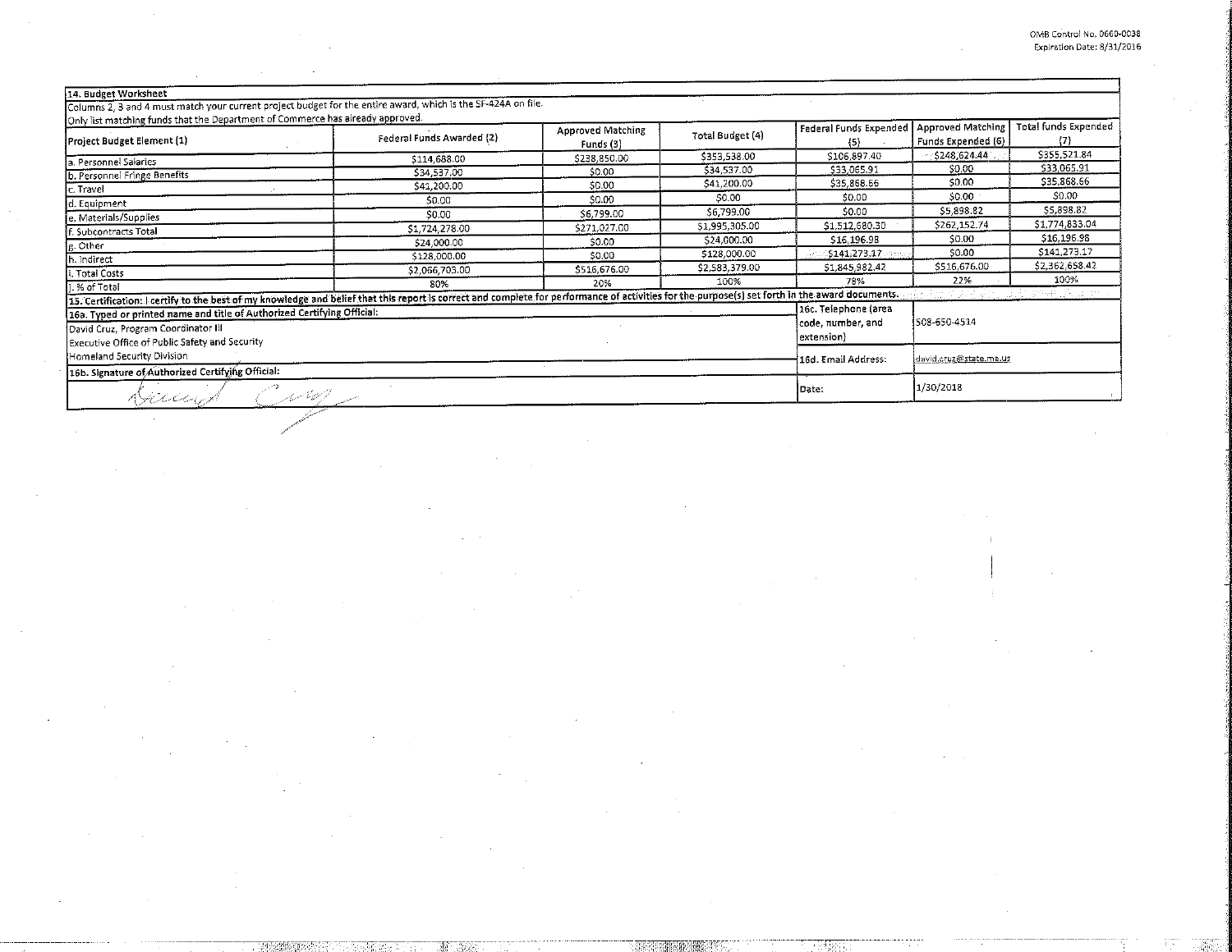OMB Control No. 0660-0038
Expiration Date: 8/31/2016

**14. Budget Worksheet**

Columns 2, 3 and 4 must match your current project budget for the entire award, which is the SF-424A on file.
Only list matching funds that the Department of Commerce has already approved.

| Project Budget Element (1) | Federal Funds Awarded (2) | Approved Matching Funds (3) | Total Budget (4) | Federal Funds Expended (5) | Approved Matching Funds Expended (6) | Total funds Expended (7) |
|---|---|---|---|---|---|---|
| a. Personnel Salaries | $114,688.00 | $238,850.00 | $353,538.00 | $106,897.40 | $248,624.44 | $355,521.84 |
| b. Personnel Fringe Benefits | $34,537.00 | $0.00 | $34,537.00 | $33,065.91 | $0.00 | $33,065.91 |
| c. Travel | $41,200.00 | $0.00 | $41,200.00 | $35,868.66 | $0.00 | $35,868.66 |
| d. Equipment | $0.00 | $0.00 | $0.00 | $0.00 | $0.00 | $0.00 |
| e. Materials/Supplies | $0.00 | $6,799.00 | $6,799.00 | $0.00 | $5,898.82 | $5,898.82 |
| f. Subcontracts Total | $1,724,278.00 | $271,027.00 | $1,995,305.00 | $1,512,680.30 | $262,152.74 | $1,774,833.04 |
| g. Other | $24,000.00 | $0.00 | $24,000.00 | $16,196.98 | $0.00 | $16,196.98 |
| h. Indirect | $128,000.00 | $0.00 | $128,000.00 | $141,273.17 | $0.00 | $141,273.17 |
| i. Total Costs | $2,066,703.00 | $516,676.00 | $2,583,379.00 | $1,845,982.42 | $516,676.00 | $2,362,658.42 |
| j. % of Total | 80% | 20% | 100% | 78% | 22% | 100% |

**15. Certification:** I certify to the best of my knowledge and belief that this report is correct and complete for performance of activities for the purpose(s) set forth in the award documents.

| | | |
|---|---|---|
| **16a. Typed or printed name and title of Authorized Certifying Official:** David Cruz, Program Coordinator III, Executive Office of Public Safety and Security, Homeland Security Division | 16c. Telephone (area code, number, and extension) | 508-650-4514 |
| | 16d. Email Address: | david.cruz@state.ma.us |
| **16b. Signature of Authorized Certifying Official:** David Cruz | Date: | 1/30/2018 |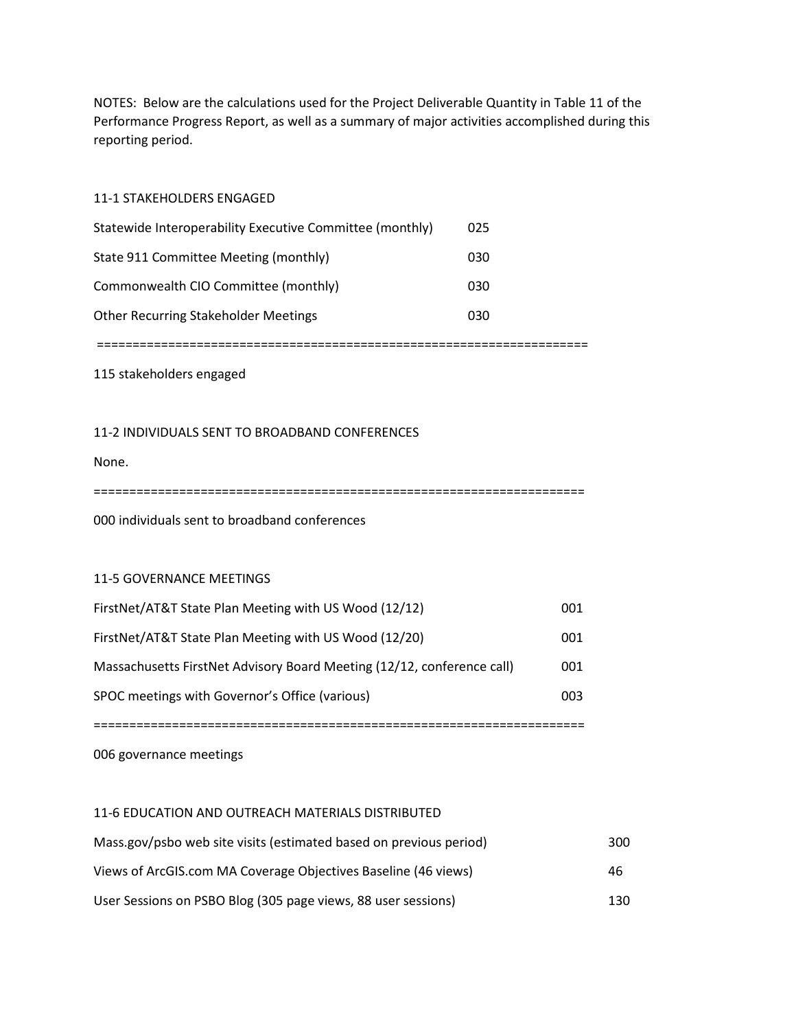NOTES: Below are the calculations used for the Project Deliverable Quantity in Table 11 of the Performance Progress Report, as well as a summary of major activities accomplished during this reporting period.

11-1 STAKEHOLDERS ENGAGED

| | |
|---|---|
| Statewide Interoperability Executive Committee (monthly) | 025 |
| State 911 Committee Meeting (monthly) | 030 |
| Commonwealth CIO Committee (monthly) | 030 |
| Other Recurring Stakeholder Meetings | 030 |

==================================================================

115 stakeholders engaged

11-2 INDIVIDUALS SENT TO BROADBAND CONFERENCES

None.

==================================================================

000 individuals sent to broadband conferences

11-5 GOVERNANCE MEETINGS

| | |
|---|---|
| FirstNet/AT&T State Plan Meeting with US Wood (12/12) | 001 |
| FirstNet/AT&T State Plan Meeting with US Wood (12/20) | 001 |
| Massachusetts FirstNet Advisory Board Meeting (12/12, conference call) | 001 |
| SPOC meetings with Governor's Office (various) | 003 |

==================================================================

006 governance meetings

11-6 EDUCATION AND OUTREACH MATERIALS DISTRIBUTED

| | |
|---|---|
| Mass.gov/psbo web site visits (estimated based on previous period) | 300 |
| Views of ArcGIS.com MA Coverage Objectives Baseline (46 views) | 46 |
| User Sessions on PSBO Blog (305 page views, 88 user sessions) | 130 |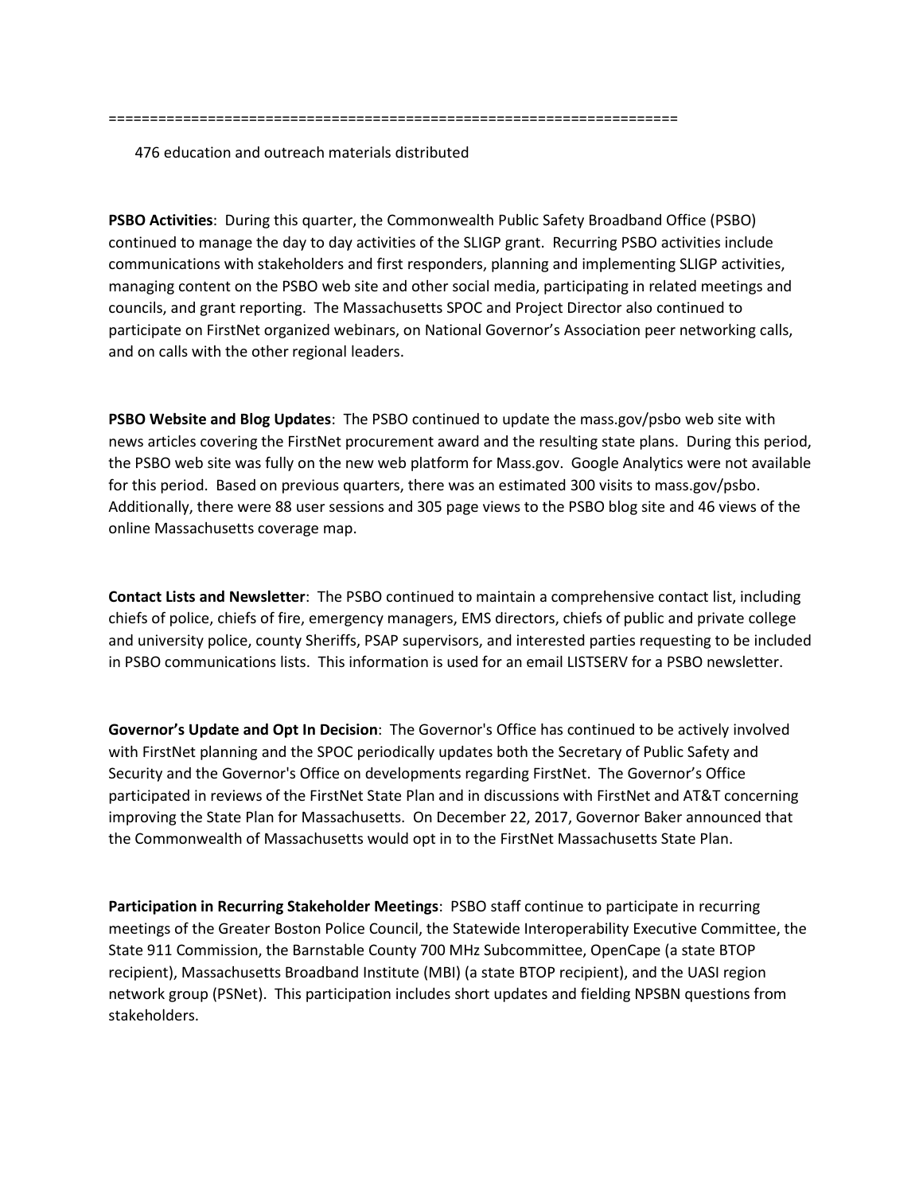====================================================================

476 education and outreach materials distributed

**PSBO Activities**: During this quarter, the Commonwealth Public Safety Broadband Office (PSBO) continued to manage the day to day activities of the SLIGP grant. Recurring PSBO activities include communications with stakeholders and first responders, planning and implementing SLIGP activities, managing content on the PSBO web site and other social media, participating in related meetings and councils, and grant reporting. The Massachusetts SPOC and Project Director also continued to participate on FirstNet organized webinars, on National Governor's Association peer networking calls, and on calls with the other regional leaders.

**PSBO Website and Blog Updates**: The PSBO continued to update the mass.gov/psbo web site with news articles covering the FirstNet procurement award and the resulting state plans. During this period, the PSBO web site was fully on the new web platform for Mass.gov. Google Analytics were not available for this period. Based on previous quarters, there was an estimated 300 visits to mass.gov/psbo. Additionally, there were 88 user sessions and 305 page views to the PSBO blog site and 46 views of the online Massachusetts coverage map.

**Contact Lists and Newsletter**: The PSBO continued to maintain a comprehensive contact list, including chiefs of police, chiefs of fire, emergency managers, EMS directors, chiefs of public and private college and university police, county Sheriffs, PSAP supervisors, and interested parties requesting to be included in PSBO communications lists. This information is used for an email LISTSERV for a PSBO newsletter.

**Governor's Update and Opt In Decision**: The Governor's Office has continued to be actively involved with FirstNet planning and the SPOC periodically updates both the Secretary of Public Safety and Security and the Governor's Office on developments regarding FirstNet. The Governor's Office participated in reviews of the FirstNet State Plan and in discussions with FirstNet and AT&T concerning improving the State Plan for Massachusetts. On December 22, 2017, Governor Baker announced that the Commonwealth of Massachusetts would opt in to the FirstNet Massachusetts State Plan.

**Participation in Recurring Stakeholder Meetings**: PSBO staff continue to participate in recurring meetings of the Greater Boston Police Council, the Statewide Interoperability Executive Committee, the State 911 Commission, the Barnstable County 700 MHz Subcommittee, OpenCape (a state BTOP recipient), Massachusetts Broadband Institute (MBI) (a state BTOP recipient), and the UASI region network group (PSNet). This participation includes short updates and fielding NPSBN questions from stakeholders.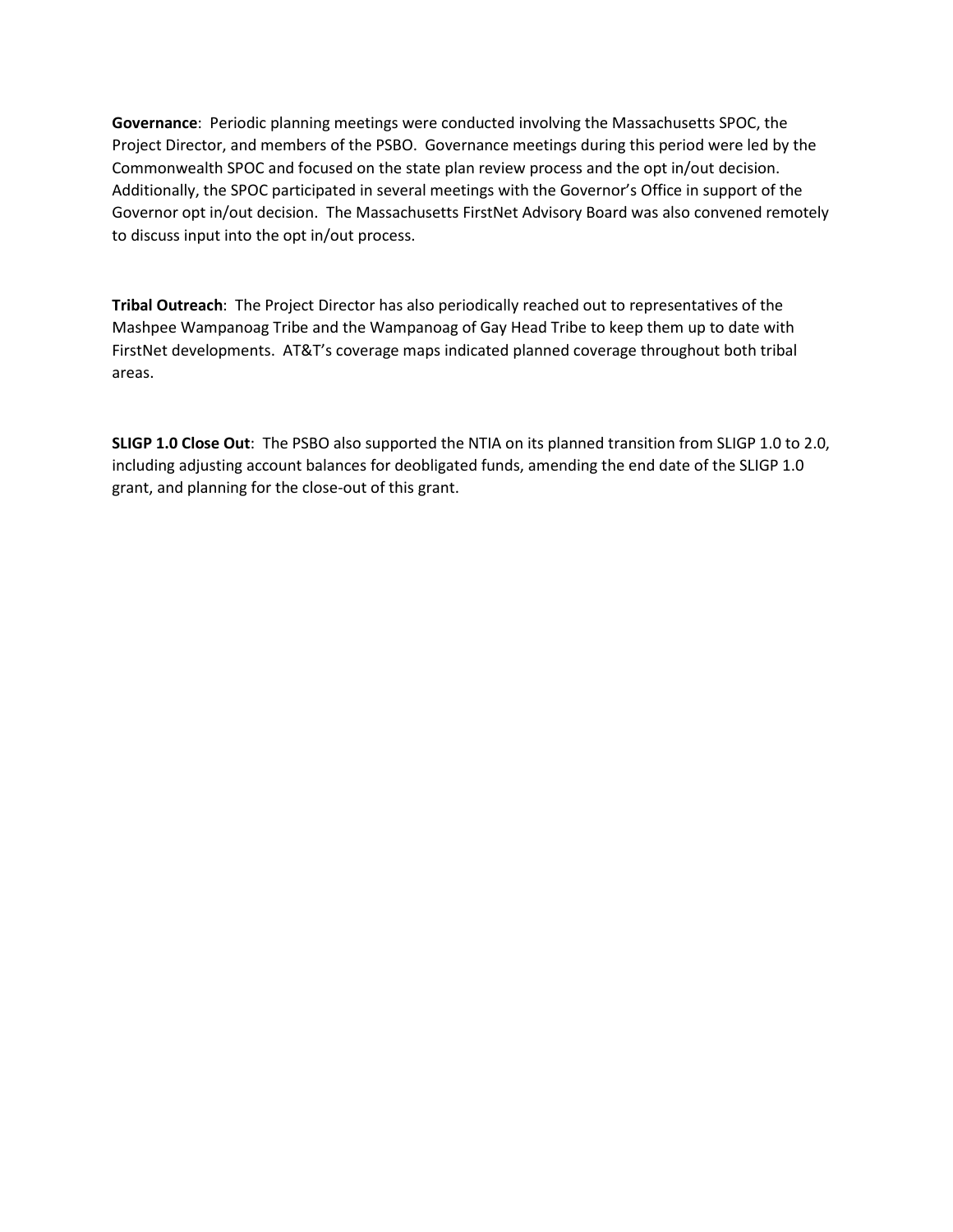**Governance**: Periodic planning meetings were conducted involving the Massachusetts SPOC, the Project Director, and members of the PSBO. Governance meetings during this period were led by the Commonwealth SPOC and focused on the state plan review process and the opt in/out decision. Additionally, the SPOC participated in several meetings with the Governor's Office in support of the Governor opt in/out decision. The Massachusetts FirstNet Advisory Board was also convened remotely to discuss input into the opt in/out process.

**Tribal Outreach**: The Project Director has also periodically reached out to representatives of the Mashpee Wampanoag Tribe and the Wampanoag of Gay Head Tribe to keep them up to date with FirstNet developments. AT&T's coverage maps indicated planned coverage throughout both tribal areas.

**SLIGP 1.0 Close Out**: The PSBO also supported the NTIA on its planned transition from SLIGP 1.0 to 2.0, including adjusting account balances for deobligated funds, amending the end date of the SLIGP 1.0 grant, and planning for the close-out of this grant.